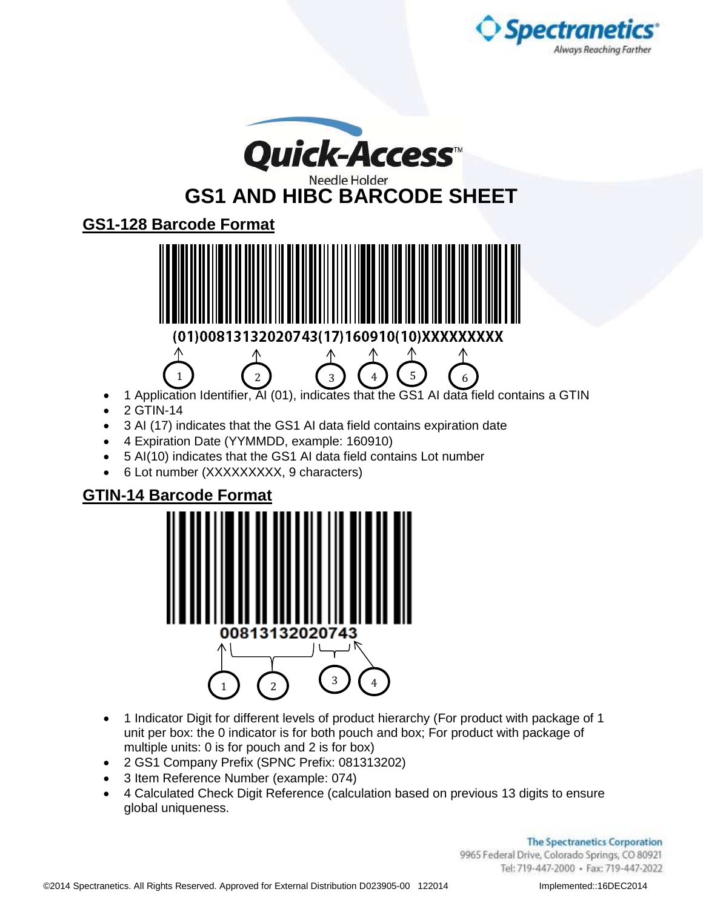# Quick-Access™

Needle Holder

# GS1 AND HIBC BARCODE SHEET

## GS1-128 Barcode Format

(01)00813132020743(17)160910(10)XXXXXXXXX

- 1 Application Identifier, AI (01), indicates that the GS1 AI data field contains a GTIN
- 2 GTIN-14
- 3 AI (17) indicates that the GS1 AI data field contains expiration date
- 4 Expiration Date (YYMMDD, example: 160910)
- 5 AI(10) indicates that the GS1 AI data field contains Lot number
- 6 Lot number (XXXXXXXXX, 9 characters)

## GTIN-14 Barcode Format

00813132020743

- 1 Indicator Digit for different levels of product hierarchy (For product with package of 1 unit per box: the 0 indicator is for both pouch and box; For product with package of multiple units: 0 is for pouch and 2 is for box)
- 2 GS1 Company Prefix (SPNC Prefix: 081313202)
- 3 Item Reference Number (example: 074)
- 4 Calculated Check Digit Reference (calculation based on previous 13 digits to ensure global uniqueness.

The Spectranetics Corporation
9965 Federal Drive, Colorado Springs, CO 80921
Tel: 719-447-2000 • Fax: 719-447-2022

©2014 Spectranetics. All Rights Reserved. Approved for External Distribution D023905-00 122014 Implemented::16DEC2014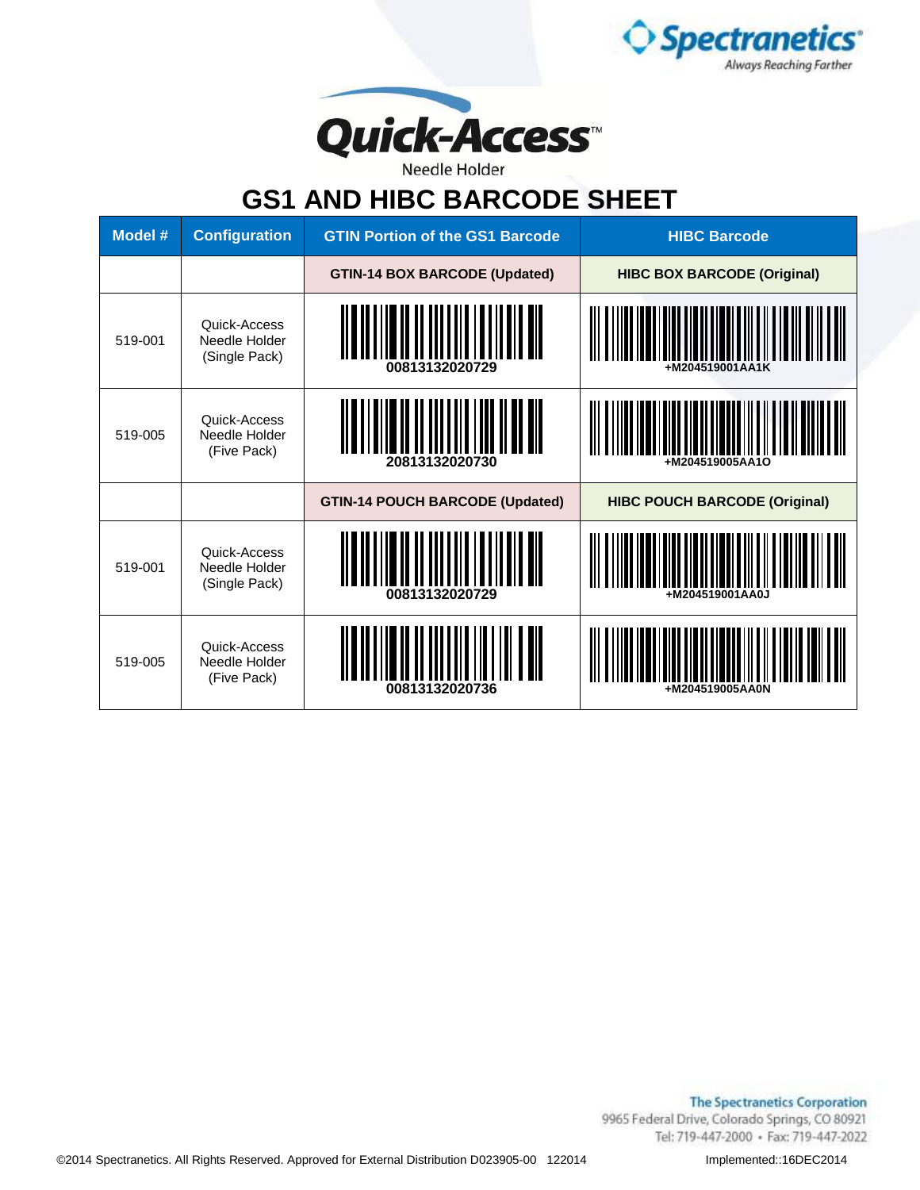Spectranetics
Always Reaching Farther

Quick-Access™
Needle Holder

# GS1 AND HIBC BARCODE SHEET

| Model # | Configuration | GTIN Portion of the GS1 Barcode | HIBC Barcode |
|---|---|---|---|
| | | **GTIN-14 BOX BARCODE (Updated)** | **HIBC BOX BARCODE (Original)** |
| 519-001 | Quick-Access Needle Holder (Single Pack) | 00813132020729 | +M204519001AA1K |
| 519-005 | Quick-Access Needle Holder (Five Pack) | 20813132020730 | +M204519005AA1O |
| | | **GTIN-14 POUCH BARCODE (Updated)** | **HIBC POUCH BARCODE (Original)** |
| 519-001 | Quick-Access Needle Holder (Single Pack) | 00813132020729 | +M204519001AA0J |
| 519-005 | Quick-Access Needle Holder (Five Pack) | 00813132020736 | +M204519005AA0N |

The Spectranetics Corporation
9965 Federal Drive, Colorado Springs, CO 80921
Tel: 719-447-2000 • Fax: 719-447-2022

©2014 Spectranetics. All Rights Reserved. Approved for External Distribution D023905-00 122014

Implemented::16DEC2014